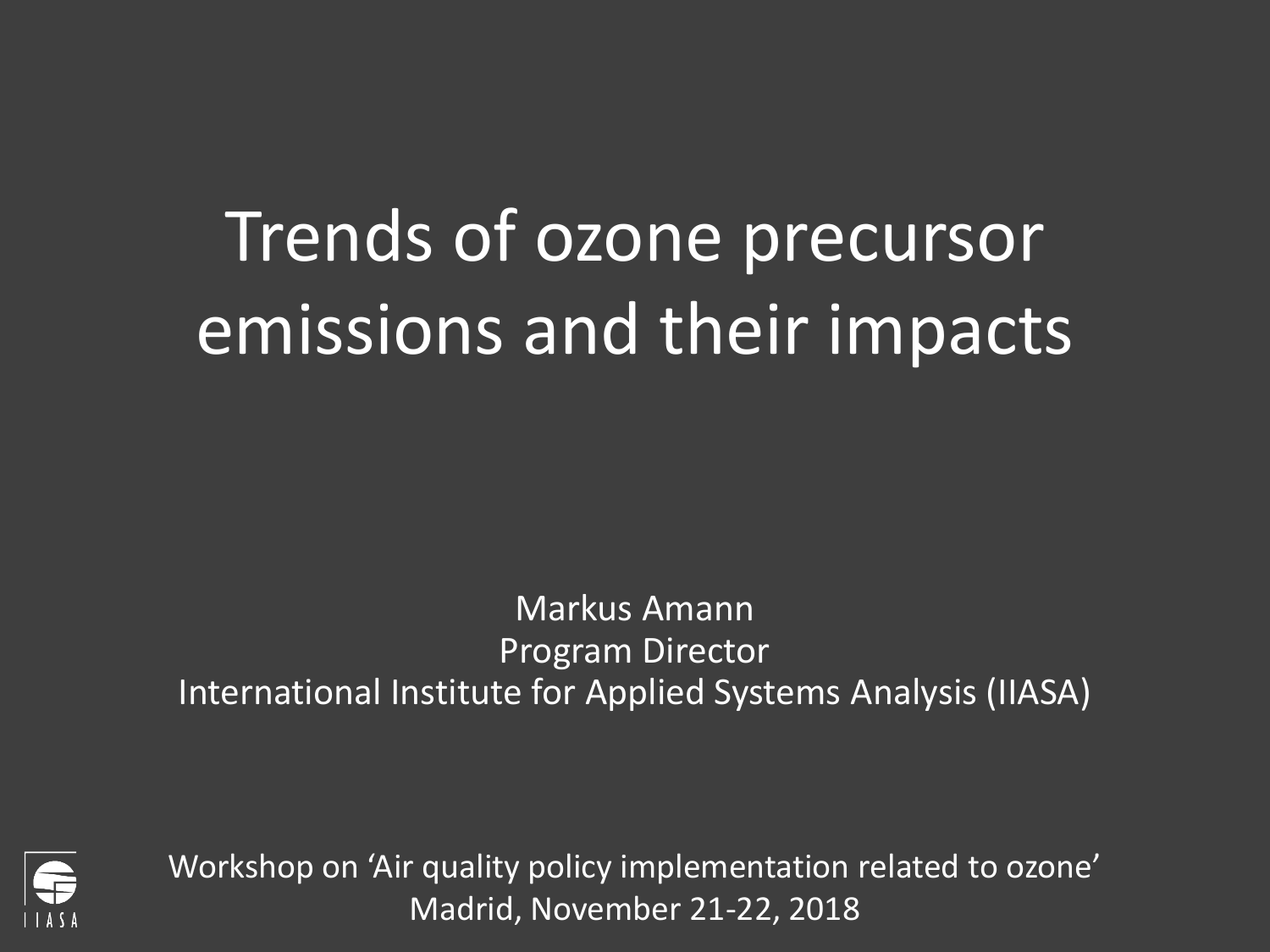# Trends of ozone precursor emissions and their impacts

Markus Amann
Program Director
International Institute for Applied Systems Analysis (IIASA)

Workshop on 'Air quality policy implementation related to ozone'
Madrid, November 21-22, 2018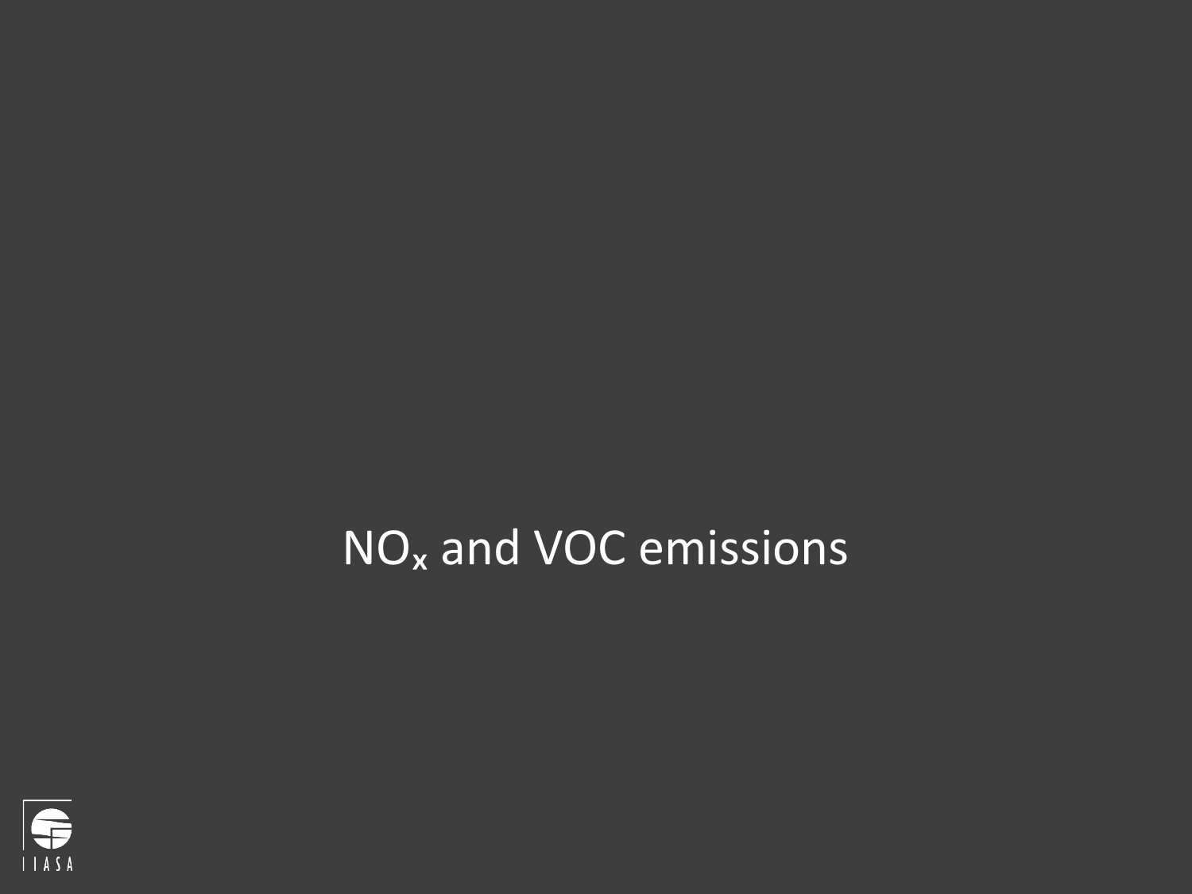# $NO_x$ and VOC emissions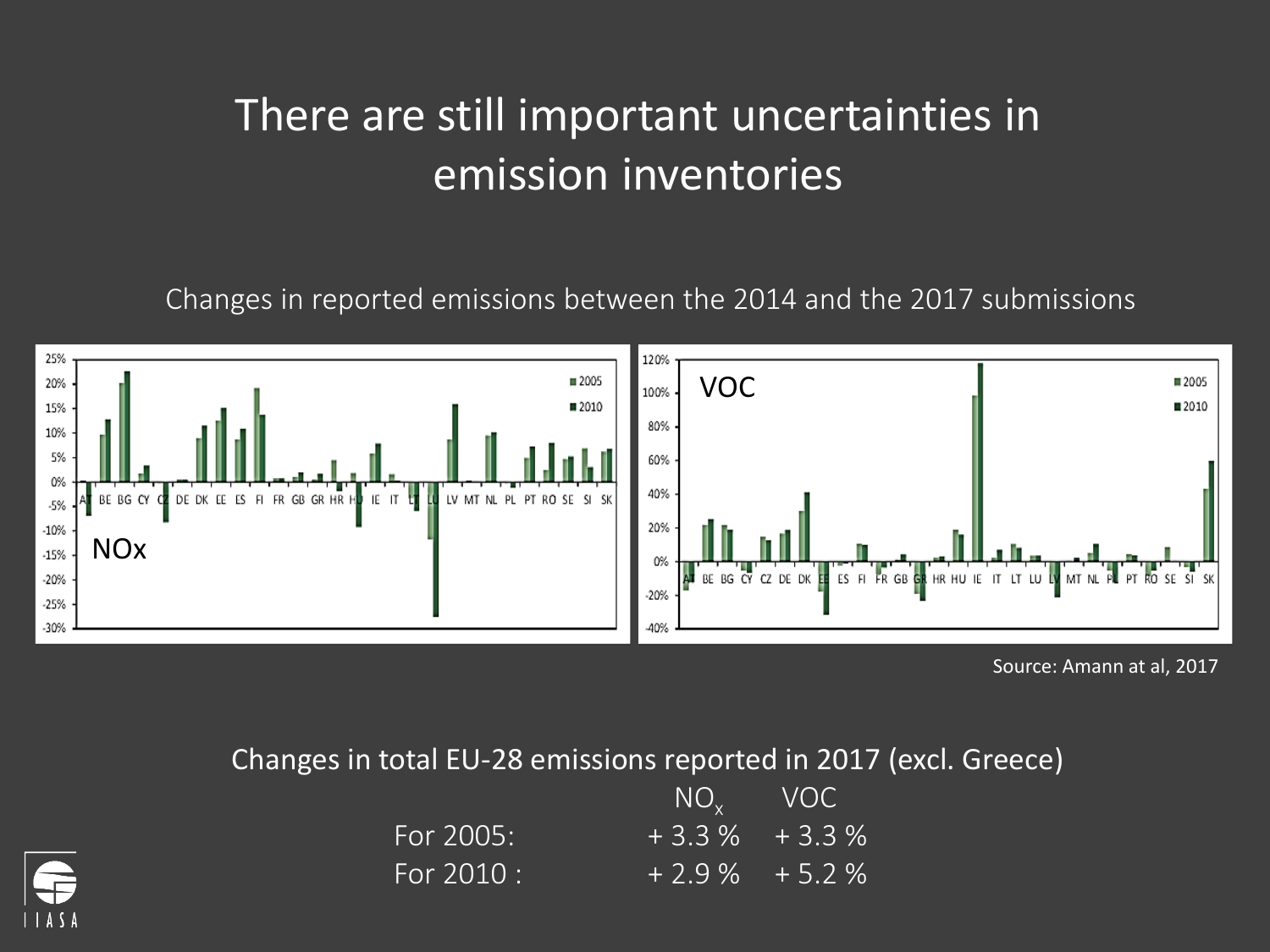# There are still important uncertainties in emission inventories

Changes in reported emissions between the 2014 and the 2017 submissions

Source: Amann at al, 2017

Changes in total EU-28 emissions reported in 2017 (excl. Greece)

| | $NO_x$ | VOC |
|---|---|---|
| For 2005: | + 3.3 % | + 3.3 % |
| For 2010 : | + 2.9 % | + 5.2 % |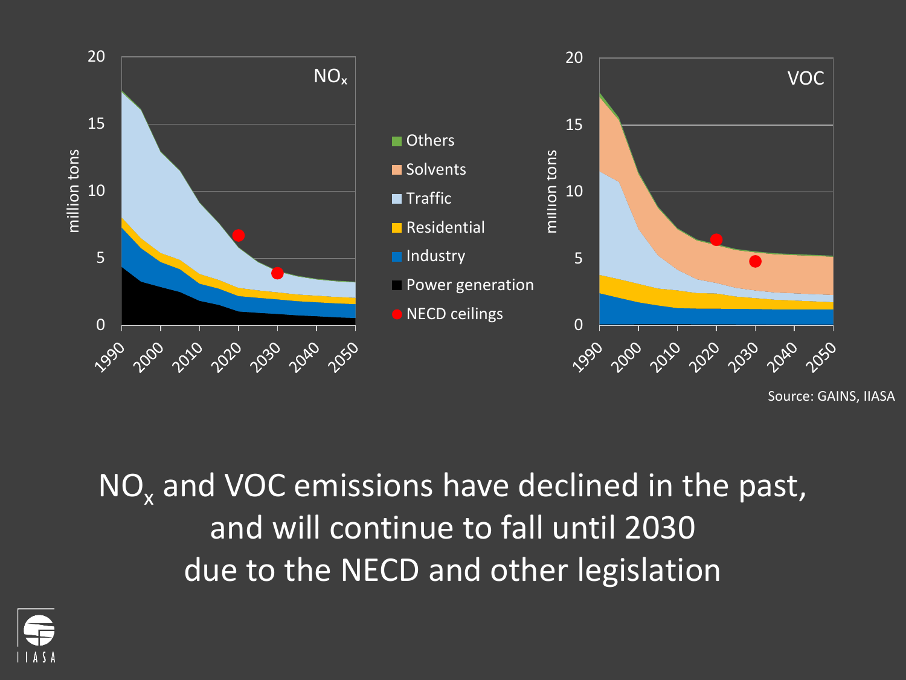NOx

million tons

20
15
10
5
0

1990 2000 2010 2020 2030 2040 2050

- Others
- Solvents
- Traffic
- Residential
- Industry
- Power generation
- NECD ceilings

VOC

million tons

20
15
10
5
0

1990 2000 2010 2020 2030 2040 2050

Source: GAINS, IIASA

# $NO_x$ and VOC emissions have declined in the past, and will continue to fall until 2030 due to the NECD and other legislation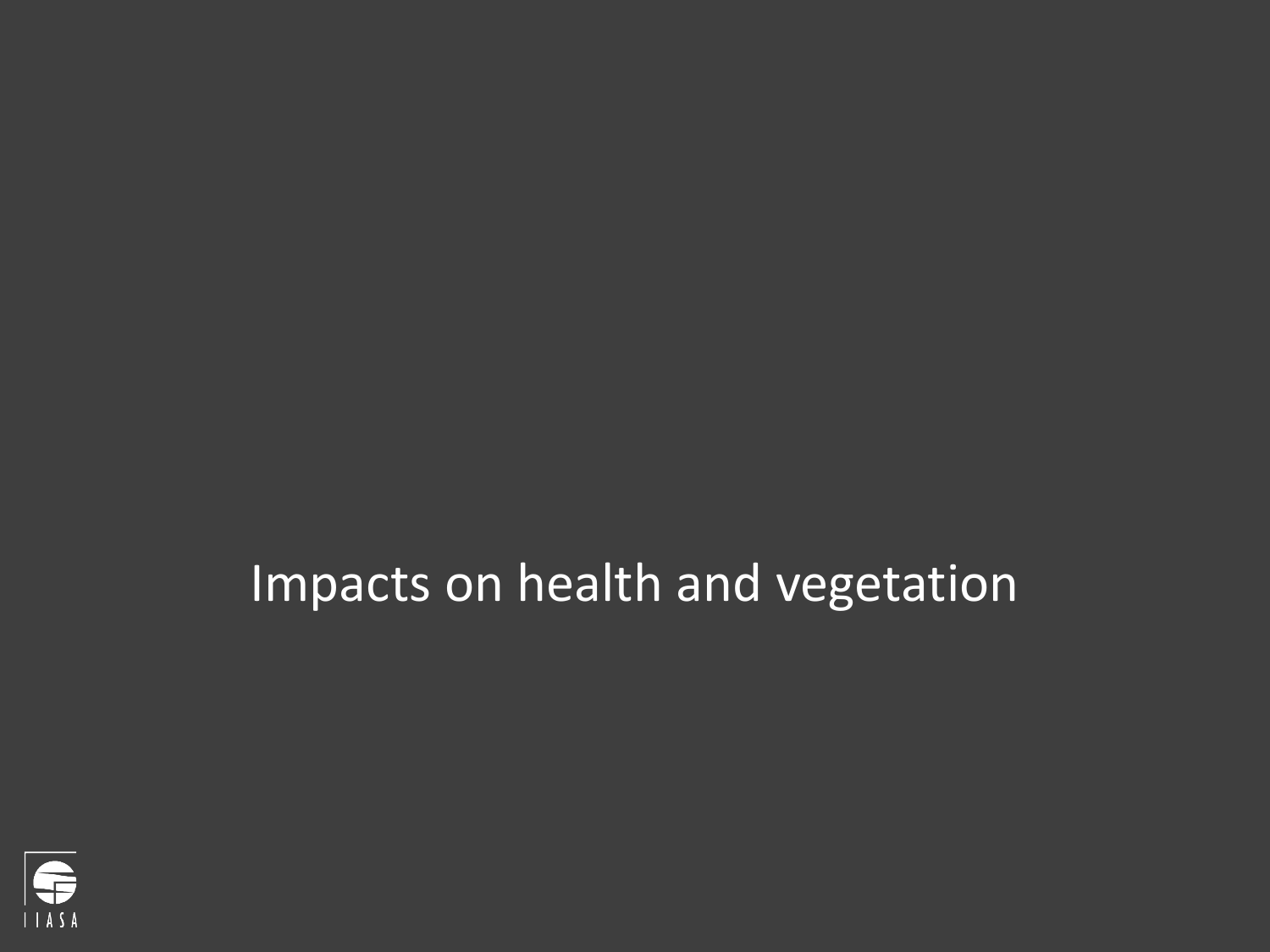# Impacts on health and vegetation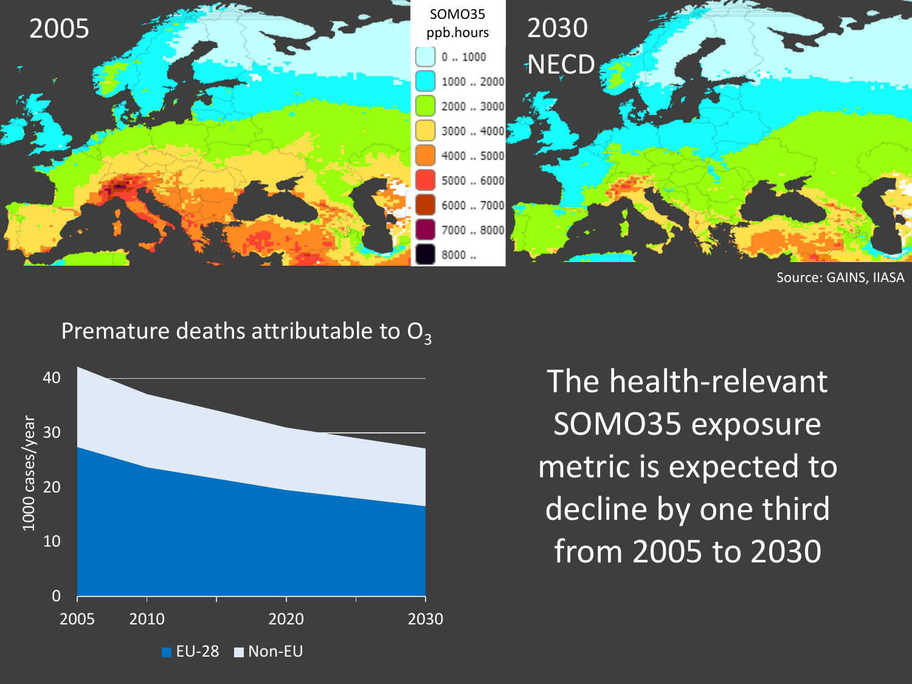2005

SOMO35 ppb.hours

| |
|---|
| 0 .. 1000 |
| 1000 .. 2000 |
| 2000 .. 3000 |
| 3000 .. 4000 |
| 4000 .. 5000 |
| 5000 .. 6000 |
| 6000 .. 7000 |
| 7000 .. 8000 |
| 8000 .. |

2030 NECD

Source: GAINS, IIASA

Premature deaths attributable to $O_3$

1000 cases/year

EU-28 | Non-EU

The health-relevant SOMO35 exposure metric is expected to decline by one third from 2005 to 2030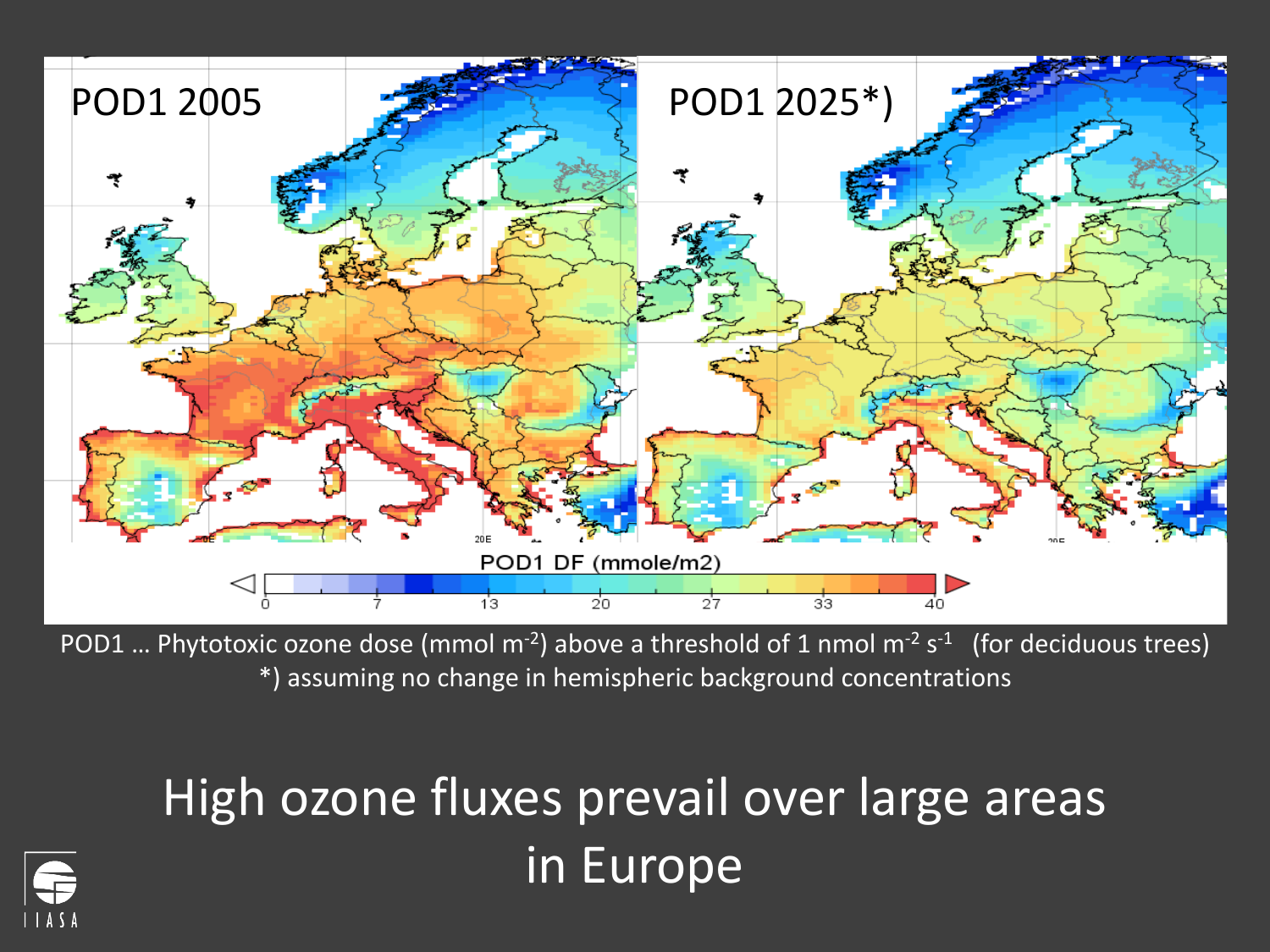POD1 … Phytotoxic ozone dose (mmol $m^{-2}$) above a threshold of 1 nmol $m^{-2}$ $s^{-1}$ (for deciduous trees)

*) assuming no change in hemispheric background concentrations

# High ozone fluxes prevail over large areas in Europe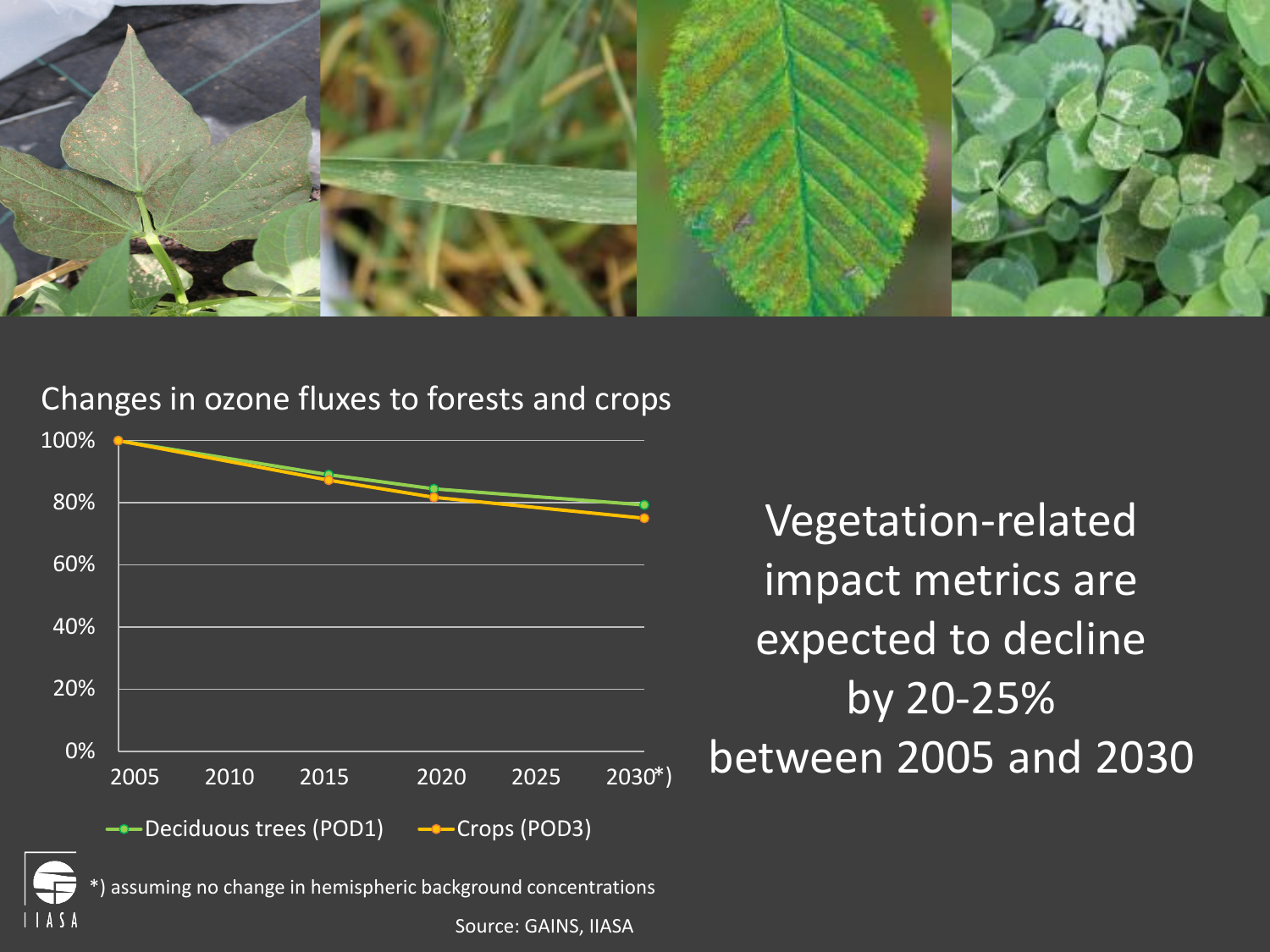## Changes in ozone fluxes to forests and crops

Legend: Deciduous trees (POD1), Crops (POD3)

Y-axis: 0%, 20%, 40%, 60%, 80%, 100%

X-axis: 2005, 2010, 2015, 2020, 2025, 2030*)

*) assuming no change in hemispheric background concentrations

Source: GAINS, IIASA

Vegetation-related impact metrics are expected to decline by 20-25% between 2005 and 2030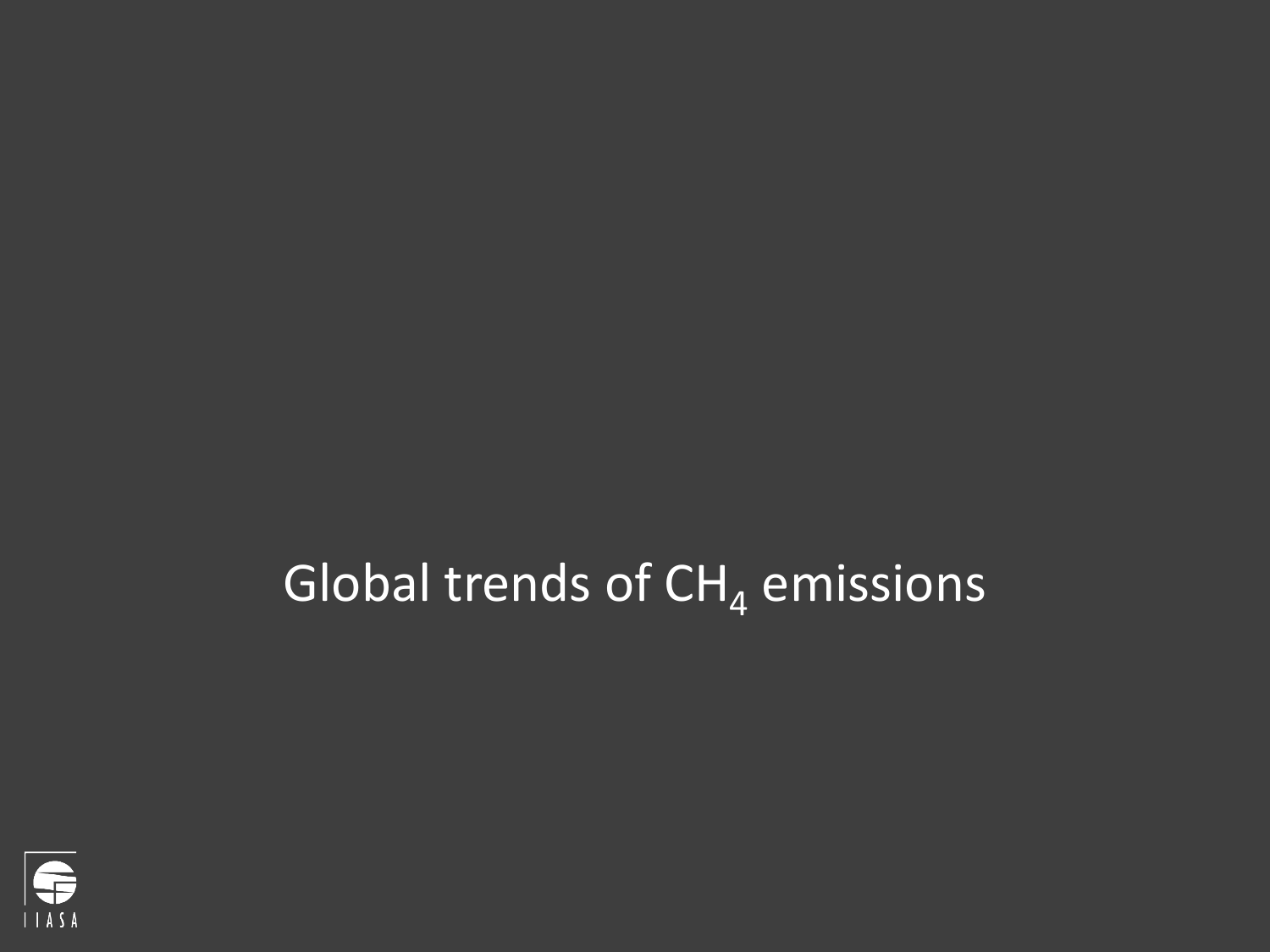# Global trends of $CH_4$ emissions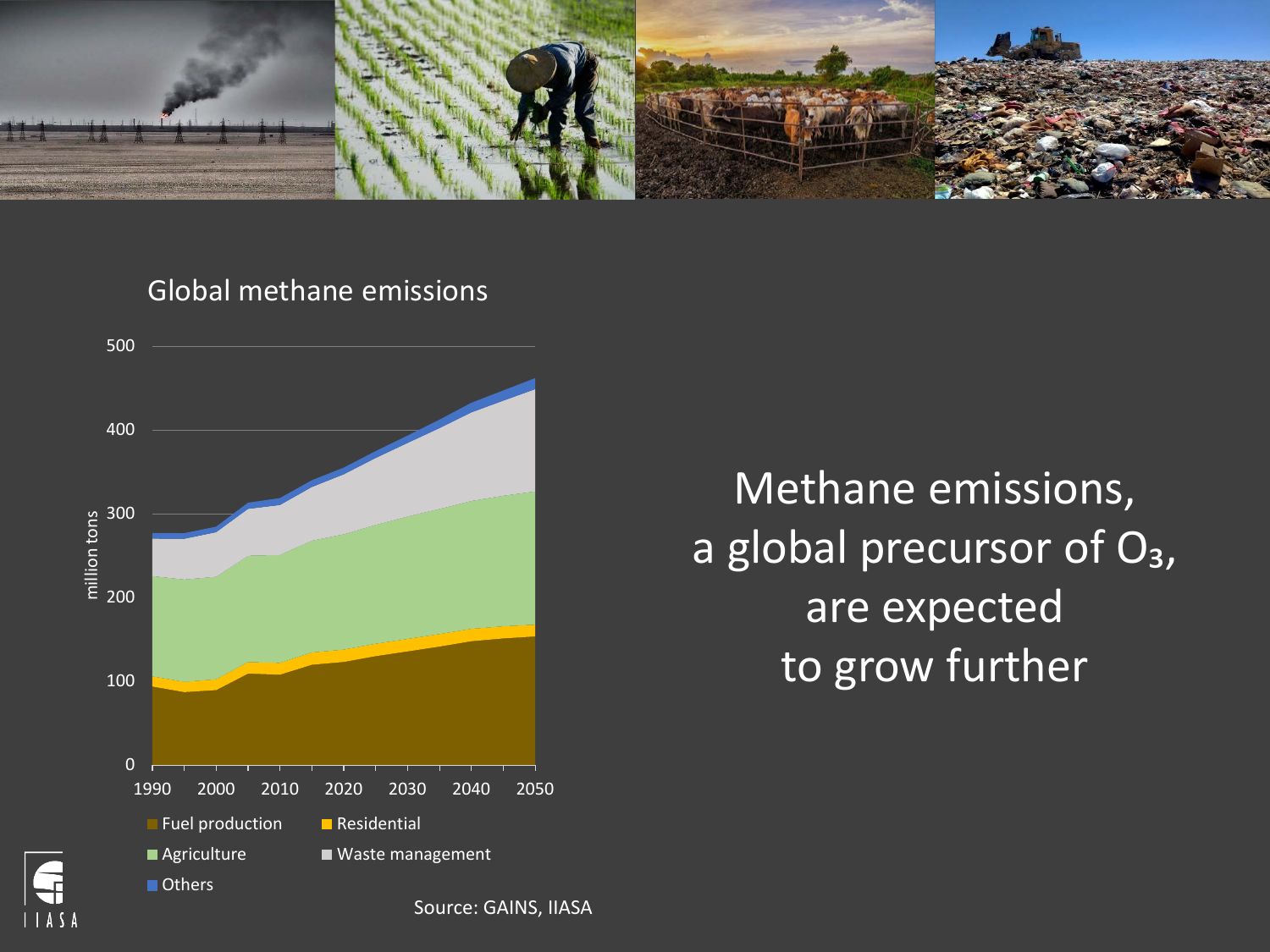Global methane emissions

Fuel production, Residential, Agriculture, Waste management, Others

Source: GAINS, IIASA

Methane emissions, a global precursor of $O_3$, are expected to grow further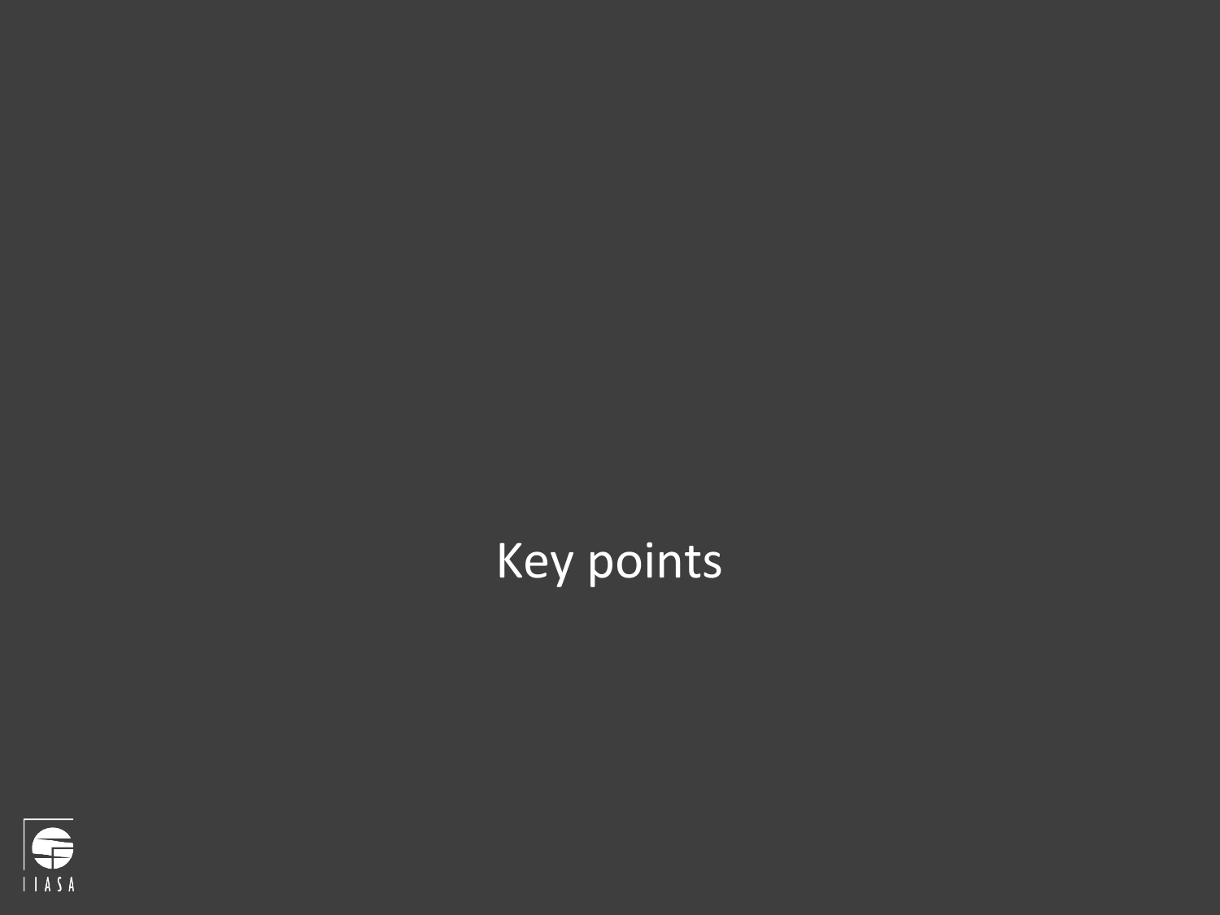# Key points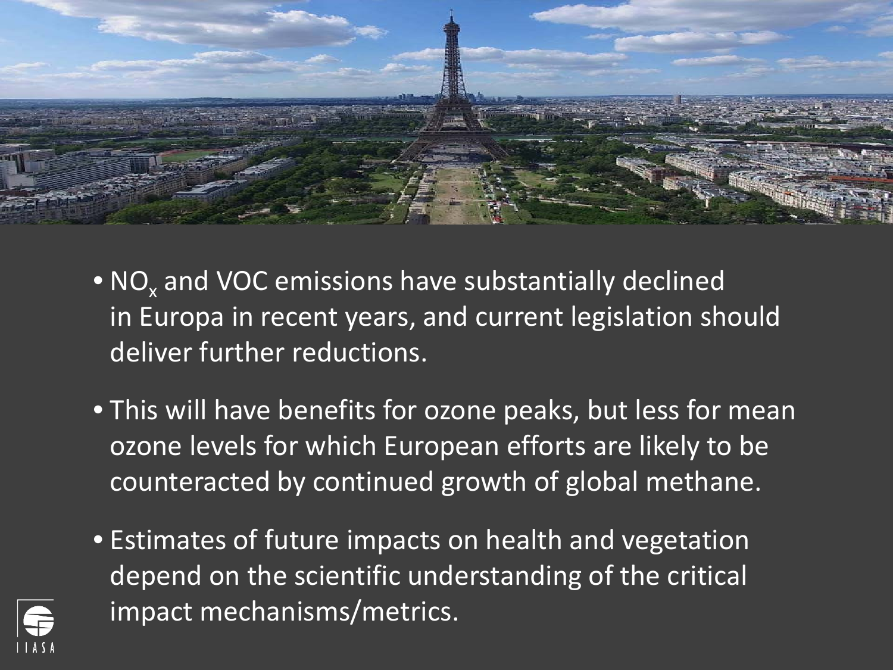- $NO_x$ and VOC emissions have substantially declined in Europa in recent years, and current legislation should deliver further reductions.
- This will have benefits for ozone peaks, but less for mean ozone levels for which European efforts are likely to be counteracted by continued growth of global methane.
- Estimates of future impacts on health and vegetation depend on the scientific understanding of the critical impact mechanisms/metrics.

IIASA